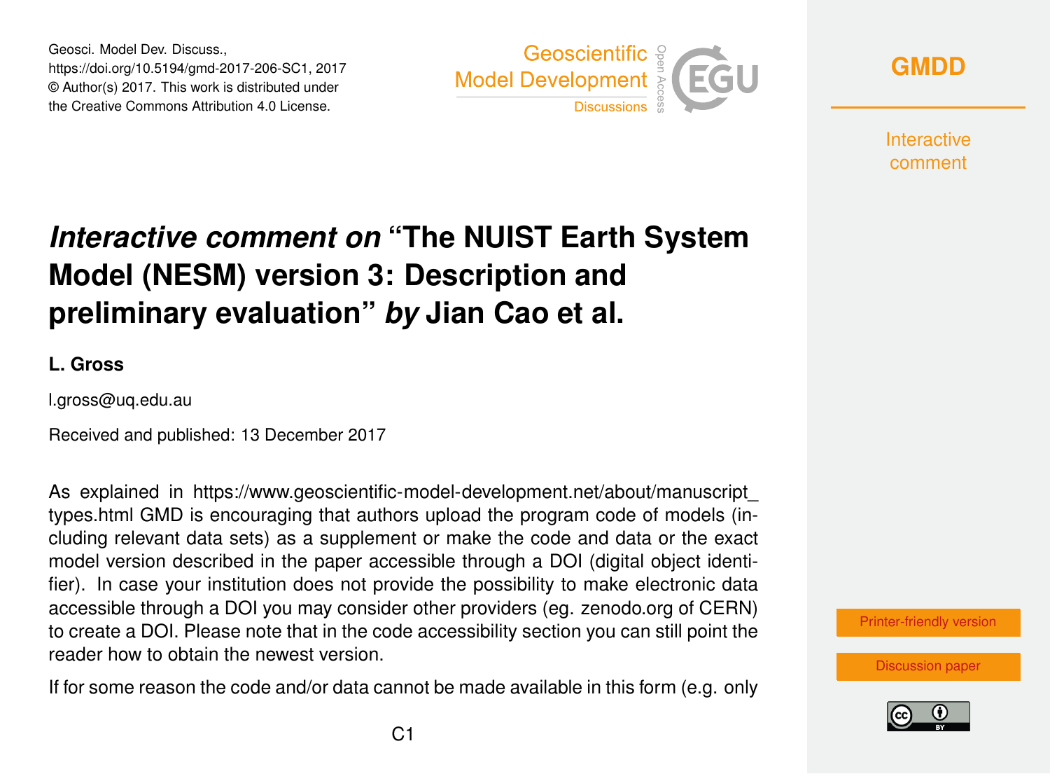# *Interactive comment on* "The NUIST Earth System Model (NESM) version 3: Description and preliminary evaluation" *by* Jian Cao et al.

**L. Gross**

l.gross@uq.edu.au

Received and published: 13 December 2017

As explained in https://www.geoscientific-model-development.net/about/manuscript_types.html GMD is encouraging that authors upload the program code of models (including relevant data sets) as a supplement or make the code and data or the exact model version described in the paper accessible through a DOI (digital object identifier). In case your institution does not provide the possibility to make electronic data accessible through a DOI you may consider other providers (eg. zenodo.org of CERN) to create a DOI. Please note that in the code accessibility section you can still point the reader how to obtain the newest version.

If for some reason the code and/or data cannot be made available in this form (e.g. only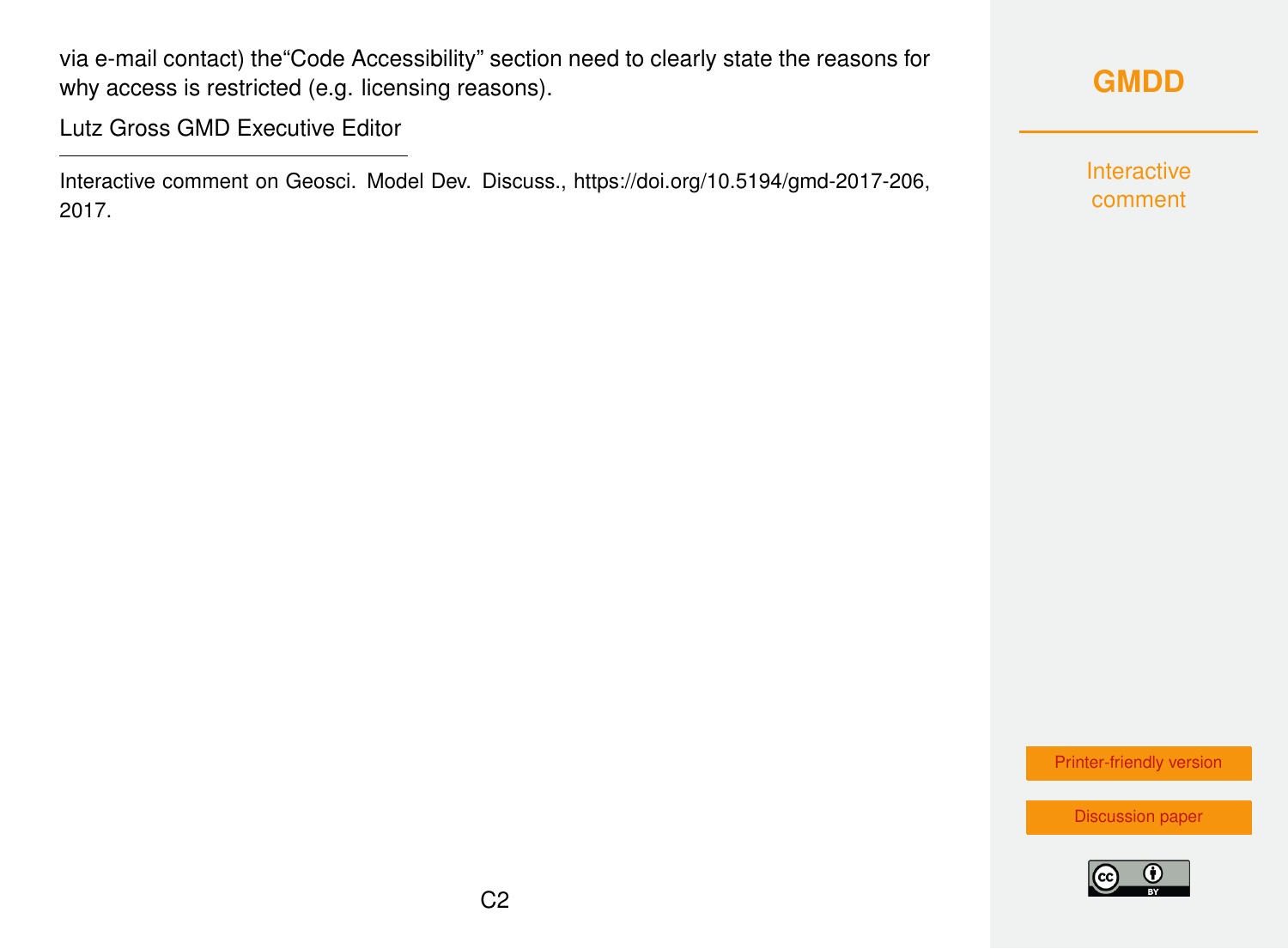via e-mail contact) the“Code Accessibility” section need to clearly state the reasons for why access is restricted (e.g. licensing reasons).

Lutz Gross GMD Executive Editor

---

Interactive comment on Geosci. Model Dev. Discuss., https://doi.org/10.5194/gmd-2017-206, 2017.